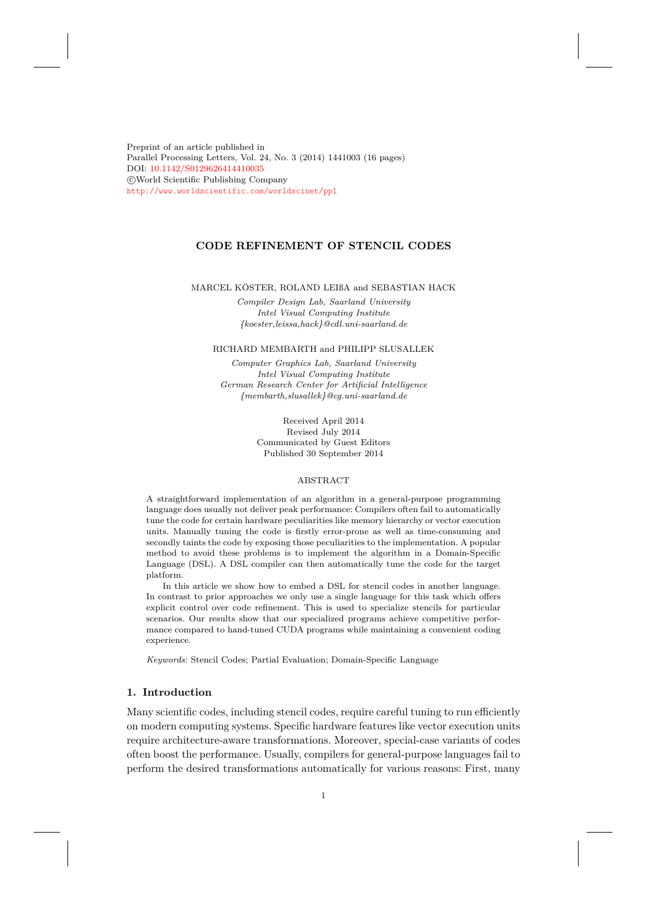Preprint of an article published in
Parallel Processing Letters, Vol. 24, No. 3 (2014) 1441003 (16 pages)
DOI: 10.1142/S0129626414410035
©World Scientific Publishing Company
http://www.worldscientific.com/worldscinet/ppl

# CODE REFINEMENT OF STENCIL CODES

MARCEL KÖSTER, ROLAND LEIßA and SEBASTIAN HACK

*Compiler Design Lab, Saarland University*
*Intel Visual Computing Institute*
*{koester,leissa,hack}@cdl.uni-saarland.de*

RICHARD MEMBARTH and PHILIPP SLUSALLEK

*Computer Graphics Lab, Saarland University*
*Intel Visual Computing Institute*
*German Research Center for Artificial Intelligence*
*{membarth,slusallek}@cg.uni-saarland.de*

Received April 2014
Revised July 2014
Communicated by Guest Editors
Published 30 September 2014

## ABSTRACT

A straightforward implementation of an algorithm in a general-purpose programming language does usually not deliver peak performance: Compilers often fail to automatically tune the code for certain hardware peculiarities like memory hierarchy or vector execution units. Manually tuning the code is firstly error-prone as well as time-consuming and secondly taints the code by exposing those peculiarities to the implementation. A popular method to avoid these problems is to implement the algorithm in a Domain-Specific Language (DSL). A DSL compiler can then automatically tune the code for the target platform.

In this article we show how to embed a DSL for stencil codes in another language. In contrast to prior approaches we only use a single language for this task which offers explicit control over code refinement. This is used to specialize stencils for particular scenarios. Our results show that our specialized programs achieve competitive performance compared to hand-tuned CUDA programs while maintaining a convenient coding experience.

*Keywords*: Stencil Codes; Partial Evaluation; Domain-Specific Language

## 1. Introduction

Many scientific codes, including stencil codes, require careful tuning to run efficiently on modern computing systems. Specific hardware features like vector execution units require architecture-aware transformations. Moreover, special-case variants of codes often boost the performance. Usually, compilers for general-purpose languages fail to perform the desired transformations automatically for various reasons: First, many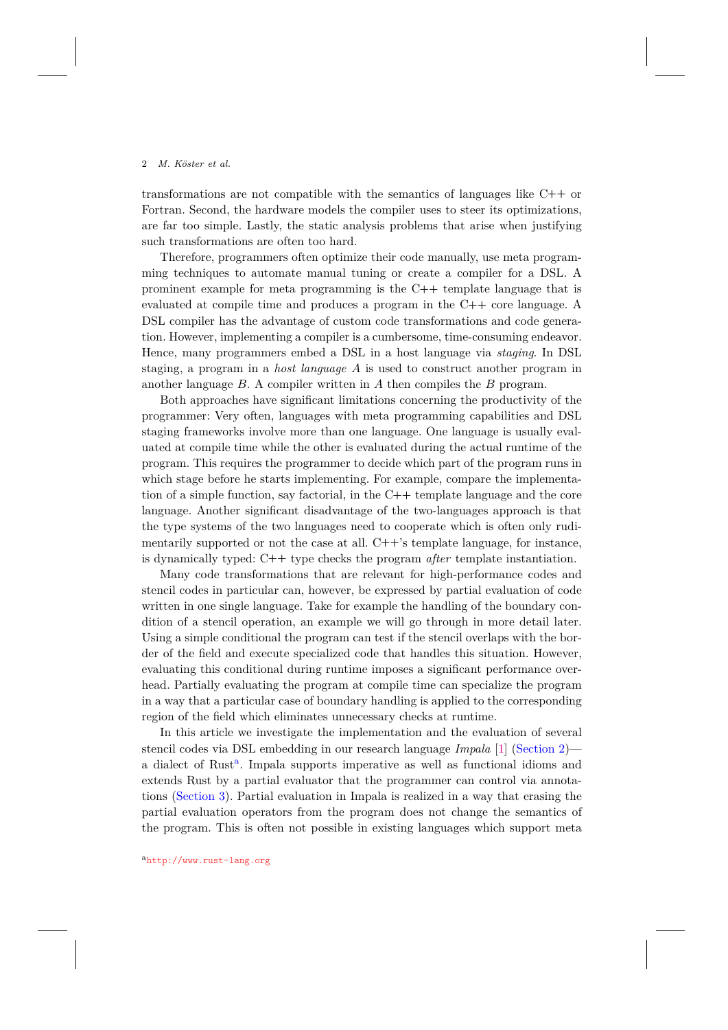transformations are not compatible with the semantics of languages like C++ or Fortran. Second, the hardware models the compiler uses to steer its optimizations, are far too simple. Lastly, the static analysis problems that arise when justifying such transformations are often too hard.

Therefore, programmers often optimize their code manually, use meta programming techniques to automate manual tuning or create a compiler for a DSL. A prominent example for meta programming is the C++ template language that is evaluated at compile time and produces a program in the C++ core language. A DSL compiler has the advantage of custom code transformations and code generation. However, implementing a compiler is a cumbersome, time-consuming endeavor. Hence, many programmers embed a DSL in a host language via *staging*. In DSL staging, a program in a *host language* $A$ is used to construct another program in another language $B$. A compiler written in $A$ then compiles the $B$ program.

Both approaches have significant limitations concerning the productivity of the programmer: Very often, languages with meta programming capabilities and DSL staging frameworks involve more than one language. One language is usually evaluated at compile time while the other is evaluated during the actual runtime of the program. This requires the programmer to decide which part of the program runs in which stage before he starts implementing. For example, compare the implementation of a simple function, say factorial, in the C++ template language and the core language. Another significant disadvantage of the two-languages approach is that the type systems of the two languages need to cooperate which is often only rudimentarily supported or not the case at all. C++'s template language, for instance, is dynamically typed: C++ type checks the program *after* template instantiation.

Many code transformations that are relevant for high-performance codes and stencil codes in particular can, however, be expressed by partial evaluation of code written in one single language. Take for example the handling of the boundary condition of a stencil operation, an example we will go through in more detail later. Using a simple conditional the program can test if the stencil overlaps with the border of the field and execute specialized code that handles this situation. However, evaluating this conditional during runtime imposes a significant performance overhead. Partially evaluating the program at compile time can specialize the program in a way that a particular case of boundary handling is applied to the corresponding region of the field which eliminates unnecessary checks at runtime.

In this article we investigate the implementation and the evaluation of several stencil codes via DSL embedding in our research language *Impala* [1] (Section 2)—a dialect of Rust[a]. Impala supports imperative as well as functional idioms and extends Rust by a partial evaluator that the programmer can control via annotations (Section 3). Partial evaluation in Impala is realized in a way that erasing the partial evaluation operators from the program does not change the semantics of the program. This is often not possible in existing languages which support meta

[a] http://www.rust-lang.org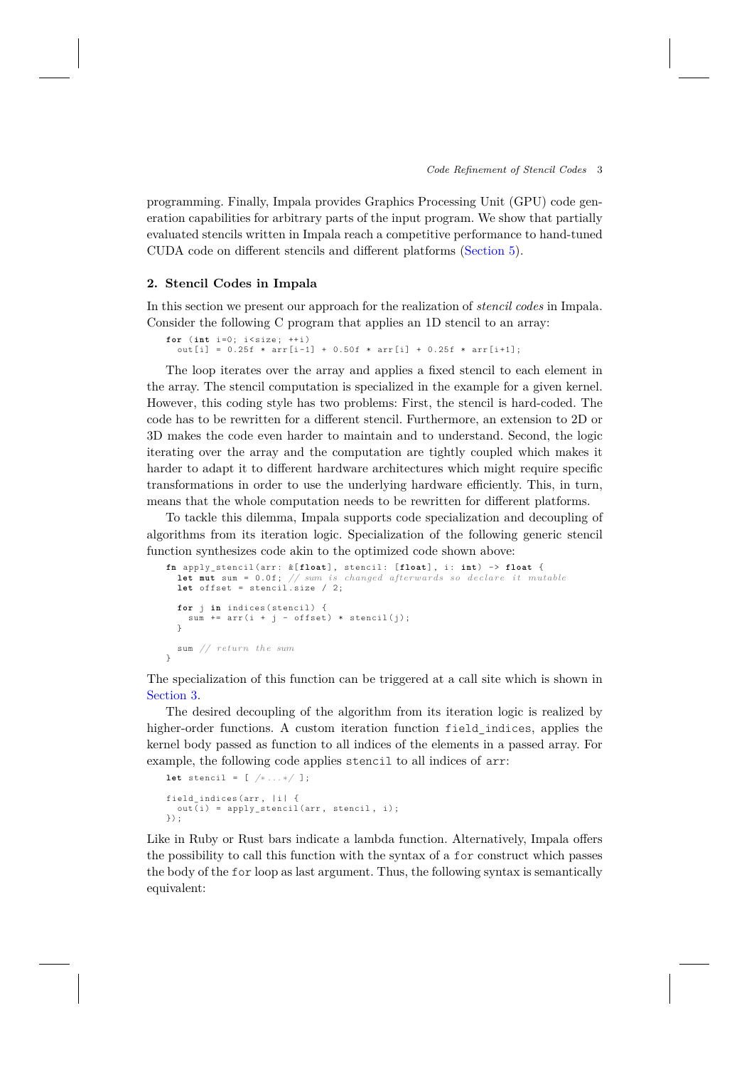programming. Finally, Impala provides Graphics Processing Unit (GPU) code generation capabilities for arbitrary parts of the input program. We show that partially evaluated stencils written in Impala reach a competitive performance to hand-tuned CUDA code on different stencils and different platforms (Section 5).

## 2. Stencil Codes in Impala

In this section we present our approach for the realization of *stencil codes* in Impala. Consider the following C program that applies an 1D stencil to an array:

```
for (int i=0; i<size; ++i)
  out[i] = 0.25f * arr[i-1] + 0.50f * arr[i] + 0.25f * arr[i+1];
```

The loop iterates over the array and applies a fixed stencil to each element in the array. The stencil computation is specialized in the example for a given kernel. However, this coding style has two problems: First, the stencil is hard-coded. The code has to be rewritten for a different stencil. Furthermore, an extension to 2D or 3D makes the code even harder to maintain and to understand. Second, the logic iterating over the array and the computation are tightly coupled which makes it harder to adapt it to different hardware architectures which might require specific transformations in order to use the underlying hardware efficiently. This, in turn, means that the whole computation needs to be rewritten for different platforms.

To tackle this dilemma, Impala supports code specialization and decoupling of algorithms from its iteration logic. Specialization of the following generic stencil function synthesizes code akin to the optimized code shown above:

```
fn apply_stencil(arr: &[float], stencil: [float], i: int) -> float {
  let mut sum = 0.0f; // sum is changed afterwards so declare it mutable
  let offset = stencil.size / 2;

  for j in indices(stencil) {
    sum += arr(i + j - offset) * stencil(j);
  }

  sum // return the sum
}
```

The specialization of this function can be triggered at a call site which is shown in Section 3.

The desired decoupling of the algorithm from its iteration logic is realized by higher-order functions. A custom iteration function `field_indices`, applies the kernel body passed as function to all indices of the elements in a passed array. For example, the following code applies `stencil` to all indices of `arr`:

```
let stencil = [ /*...*/ ];

field_indices(arr, |i| {
  out(i) = apply_stencil(arr, stencil, i);
});
```

Like in Ruby or Rust bars indicate a lambda function. Alternatively, Impala offers the possibility to call this function with the syntax of a `for` construct which passes the body of the `for` loop as last argument. Thus, the following syntax is semantically equivalent: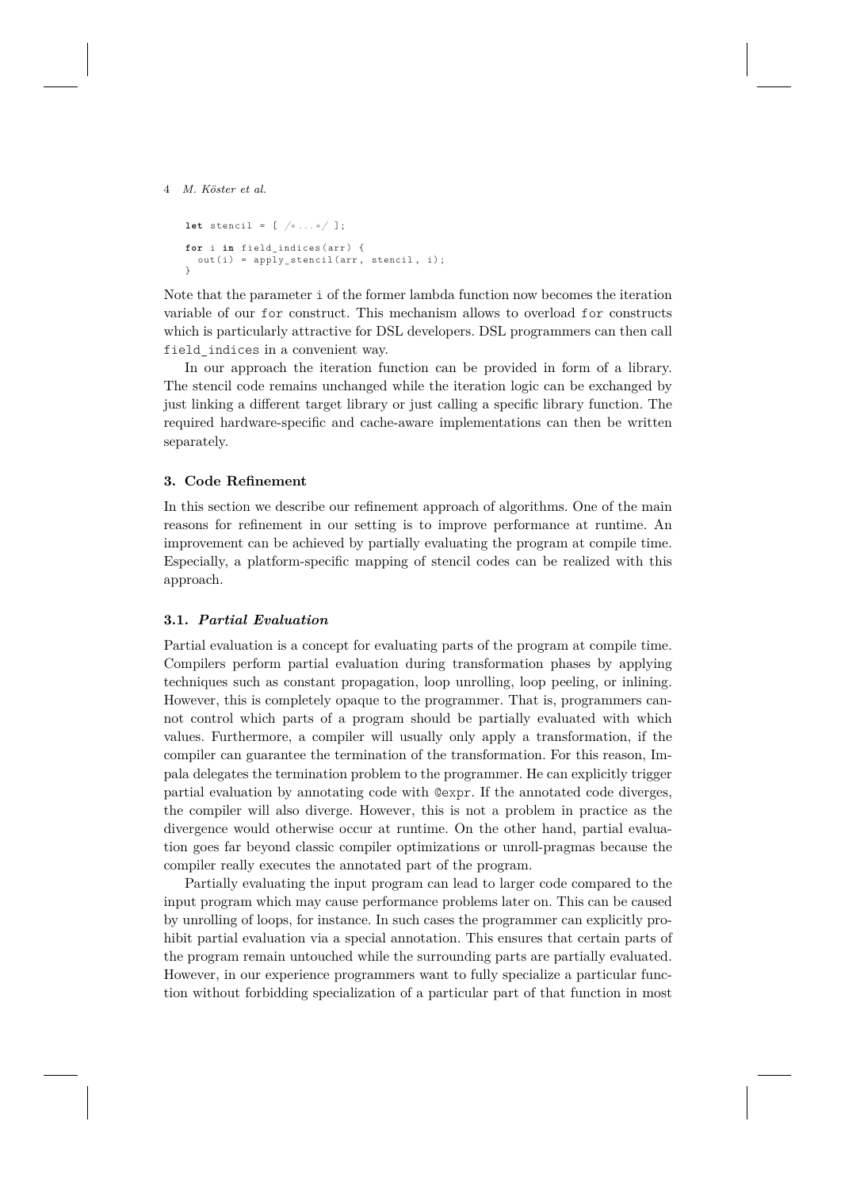```
let stencil = [ /*...*/ ];

for i in field_indices(arr) {
  out(i) = apply_stencil(arr, stencil, i);
}
```

Note that the parameter i of the former lambda function now becomes the iteration variable of our for construct. This mechanism allows to overload for constructs which is particularly attractive for DSL developers. DSL programmers can then call field_indices in a convenient way.

In our approach the iteration function can be provided in form of a library. The stencil code remains unchanged while the iteration logic can be exchanged by just linking a different target library or just calling a specific library function. The required hardware-specific and cache-aware implementations can then be written separately.

## 3. Code Refinement

In this section we describe our refinement approach of algorithms. One of the main reasons for refinement in our setting is to improve performance at runtime. An improvement can be achieved by partially evaluating the program at compile time. Especially, a platform-specific mapping of stencil codes can be realized with this approach.

### 3.1. *Partial Evaluation*

Partial evaluation is a concept for evaluating parts of the program at compile time. Compilers perform partial evaluation during transformation phases by applying techniques such as constant propagation, loop unrolling, loop peeling, or inlining. However, this is completely opaque to the programmer. That is, programmers cannot control which parts of a program should be partially evaluated with which values. Furthermore, a compiler will usually only apply a transformation, if the compiler can guarantee the termination of the transformation. For this reason, Impala delegates the termination problem to the programmer. He can explicitly trigger partial evaluation by annotating code with @expr. If the annotated code diverges, the compiler will also diverge. However, this is not a problem in practice as the divergence would otherwise occur at runtime. On the other hand, partial evaluation goes far beyond classic compiler optimizations or unroll-pragmas because the compiler really executes the annotated part of the program.

Partially evaluating the input program can lead to larger code compared to the input program which may cause performance problems later on. This can be caused by unrolling of loops, for instance. In such cases the programmer can explicitly prohibit partial evaluation via a special annotation. This ensures that certain parts of the program remain untouched while the surrounding parts are partially evaluated. However, in our experience programmers want to fully specialize a particular function without forbidding specialization of a particular part of that function in most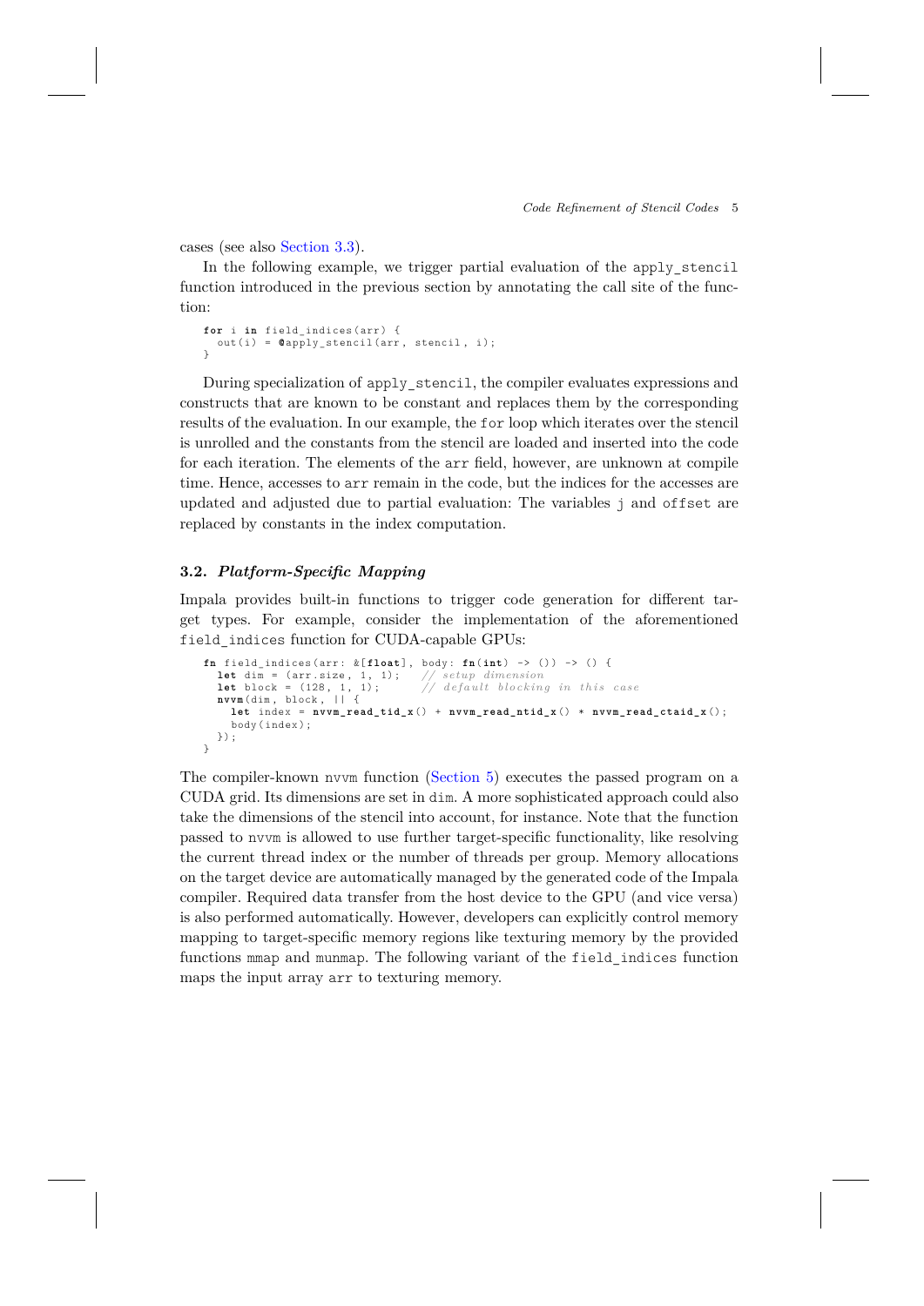cases (see also Section 3.3).

In the following example, we trigger partial evaluation of the `apply_stencil` function introduced in the previous section by annotating the call site of the function:

```
for i in field_indices(arr) {
  out(i) = @apply_stencil(arr, stencil, i);
}
```

During specialization of `apply_stencil`, the compiler evaluates expressions and constructs that are known to be constant and replaces them by the corresponding results of the evaluation. In our example, the `for` loop which iterates over the stencil is unrolled and the constants from the stencil are loaded and inserted into the code for each iteration. The elements of the `arr` field, however, are unknown at compile time. Hence, accesses to `arr` remain in the code, but the indices for the accesses are updated and adjusted due to partial evaluation: The variables `j` and `offset` are replaced by constants in the index computation.

### 3.2. *Platform-Specific Mapping*

Impala provides built-in functions to trigger code generation for different target types. For example, consider the implementation of the aforementioned `field_indices` function for CUDA-capable GPUs:

```
fn field_indices(arr: &[float], body: fn(int) -> ()) -> () {
  let dim = (arr.size, 1, 1);   // setup dimension
  let block = (128, 1, 1);      // default blocking in this case
  nvvm(dim, block, || {
    let index = nvvm_read_tid_x() + nvvm_read_ntid_x() * nvvm_read_ctaid_x();
    body(index);
  });
}
```

The compiler-known `nvvm` function (Section 5) executes the passed program on a CUDA grid. Its dimensions are set in `dim`. A more sophisticated approach could also take the dimensions of the stencil into account, for instance. Note that the function passed to `nvvm` is allowed to use further target-specific functionality, like resolving the current thread index or the number of threads per group. Memory allocations on the target device are automatically managed by the generated code of the Impala compiler. Required data transfer from the host device to the GPU (and vice versa) is also performed automatically. However, developers can explicitly control memory mapping to target-specific memory regions like texturing memory by the provided functions `mmap` and `munmap`. The following variant of the `field_indices` function maps the input array `arr` to texturing memory.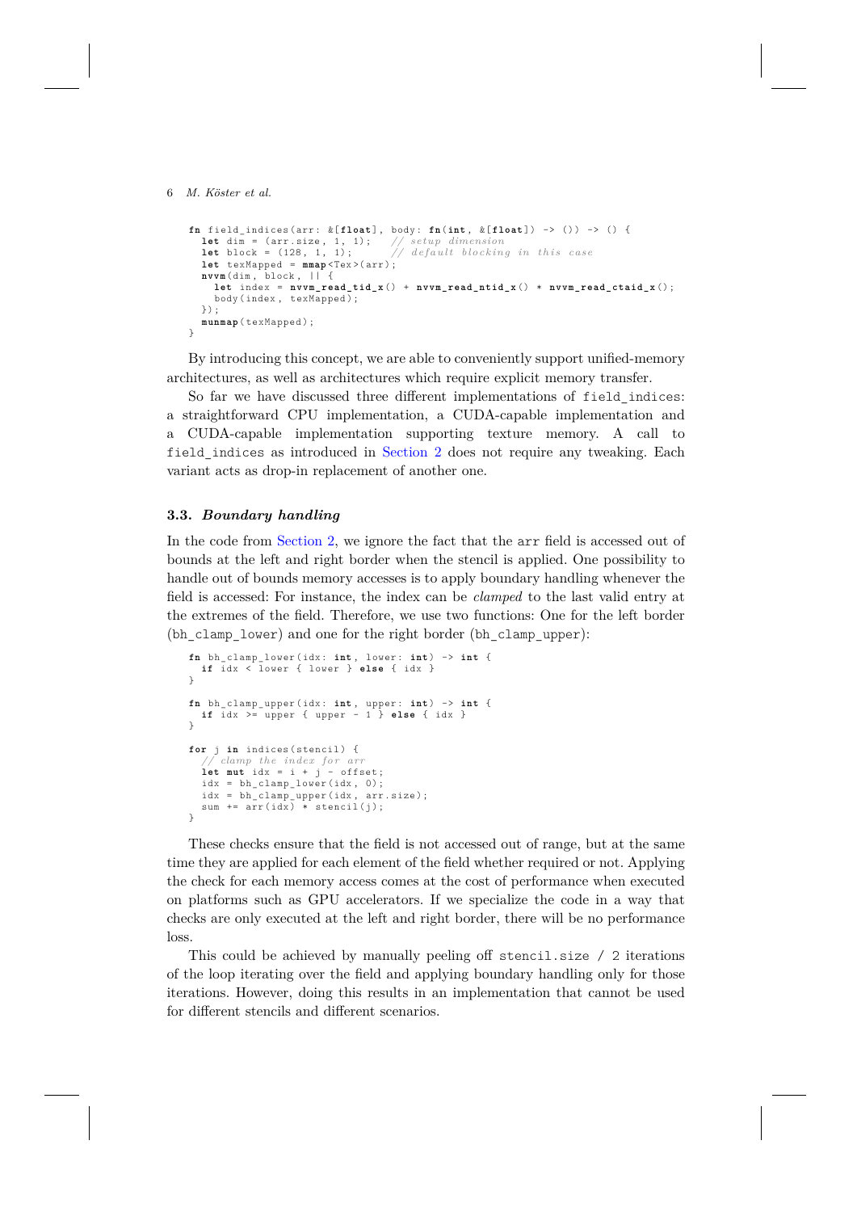```
fn field_indices(arr: &[float], body: fn(int, &[float]) -> ()) -> () {
  let dim = (arr.size, 1, 1);   // setup dimension
  let block = (128, 1, 1);      // default blocking in this case
  let texMapped = mmap<Tex>(arr);
  nvvm(dim, block, || {
    let index = nvvm_read_tid_x() + nvvm_read_ntid_x() * nvvm_read_ctaid_x();
    body(index, texMapped);
  });
  munmap(texMapped);
}
```

By introducing this concept, we are able to conveniently support unified-memory architectures, as well as architectures which require explicit memory transfer.

So far we have discussed three different implementations of `field_indices`: a straightforward CPU implementation, a CUDA-capable implementation and a CUDA-capable implementation supporting texture memory. A call to `field_indices` as introduced in Section 2 does not require any tweaking. Each variant acts as drop-in replacement of another one.

### 3.3. *Boundary handling*

In the code from Section 2, we ignore the fact that the `arr` field is accessed out of bounds at the left and right border when the stencil is applied. One possibility to handle out of bounds memory accesses is to apply boundary handling whenever the field is accessed: For instance, the index can be *clamped* to the last valid entry at the extremes of the field. Therefore, we use two functions: One for the left border (`bh_clamp_lower`) and one for the right border (`bh_clamp_upper`):

```
fn bh_clamp_lower(idx: int, lower: int) -> int {
  if idx < lower { lower } else { idx }
}

fn bh_clamp_upper(idx: int, upper: int) -> int {
  if idx >= upper { upper - 1 } else { idx }
}

for j in indices(stencil) {
  // clamp the index for arr
  let mut idx = i + j - offset;
  idx = bh_clamp_lower(idx, 0);
  idx = bh_clamp_upper(idx, arr.size);
  sum += arr(idx) * stencil(j);
}
```

These checks ensure that the field is not accessed out of range, but at the same time they are applied for each element of the field whether required or not. Applying the check for each memory access comes at the cost of performance when executed on platforms such as GPU accelerators. If we specialize the code in a way that checks are only executed at the left and right border, there will be no performance loss.

This could be achieved by manually peeling off `stencil.size / 2` iterations of the loop iterating over the field and applying boundary handling only for those iterations. However, doing this results in an implementation that cannot be used for different stencils and different scenarios.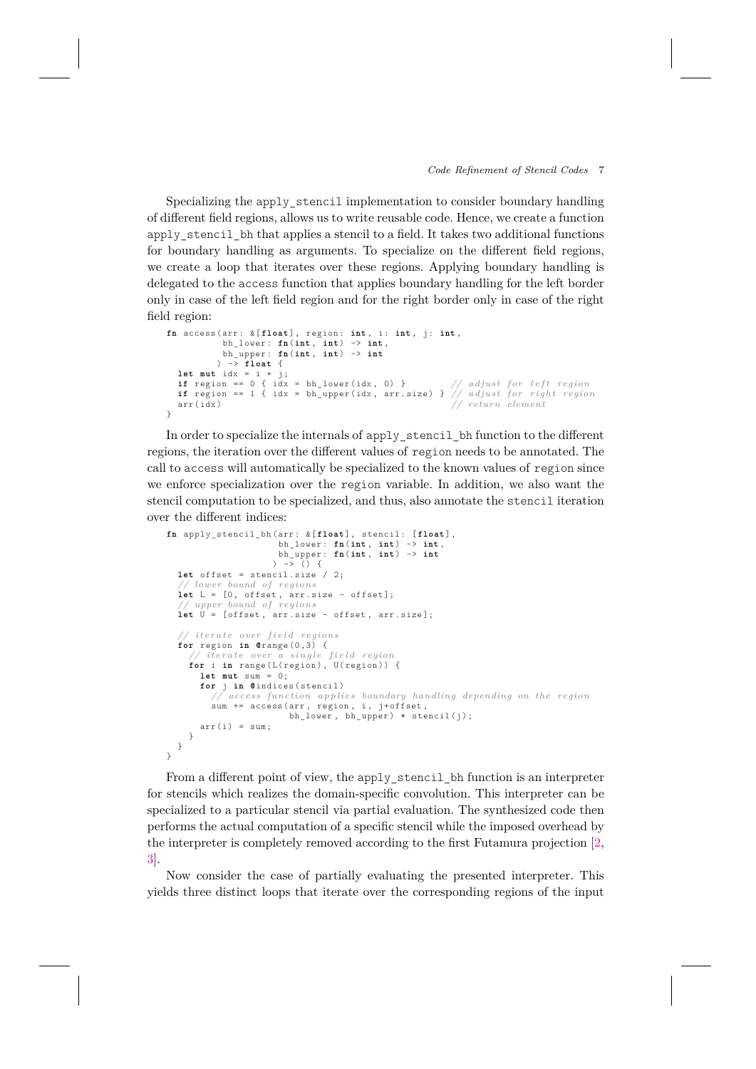Specializing the apply_stencil implementation to consider boundary handling of different field regions, allows us to write reusable code. Hence, we create a function apply_stencil_bh that applies a stencil to a field. It takes two additional functions for boundary handling as arguments. To specialize on the different field regions, we create a loop that iterates over these regions. Applying boundary handling is delegated to the access function that applies boundary handling for the left border only in case of the left field region and for the right border only in case of the right field region:

```
fn access(arr: &[float], region: int, i: int, j: int,
          bh_lower: fn(int, int) -> int,
          bh_upper: fn(int, int) -> int
         ) -> float {
  let mut idx = i + j;
  if region == 0 { idx = bh_lower(idx, 0) }         // adjust for left region
  if region == 1 { idx = bh_upper(idx, arr.size) } // adjust for right region
  arr(idx)                                          // return element
}
```

In order to specialize the internals of apply_stencil_bh function to the different regions, the iteration over the different values of region needs to be annotated. The call to access will automatically be specialized to the known values of region since we enforce specialization over the region variable. In addition, we also want the stencil computation to be specialized, and thus, also annotate the stencil iteration over the different indices:

```
fn apply_stencil_bh(arr: &[float], stencil: [float],
                    bh_lower: fn(int, int) -> int,
                    bh_upper: fn(int, int) -> int
                   ) -> () {
  let offset = stencil.size / 2;
  // lower bound of regions
  let L = [0, offset, arr.size - offset];
  // upper bound of regions
  let U = [offset, arr.size - offset, arr.size];

  // iterate over field regions
  for region in @range(0,3) {
    // iterate over a single field region
    for i in range(L(region), U(region)) {
      let mut sum = 0;
      for j in @indices(stencil)
        // access function applies boundary handling depending on the region
        sum += access(arr, region, i, j+offset,
                      bh_lower, bh_upper) * stencil(j);
      arr(i) = sum;
    }
  }
}
```

From a different point of view, the apply_stencil_bh function is an interpreter for stencils which realizes the domain-specific convolution. This interpreter can be specialized to a particular stencil via partial evaluation. The synthesized code then performs the actual computation of a specific stencil while the imposed overhead by the interpreter is completely removed according to the first Futamura projection [2, 3].

Now consider the case of partially evaluating the presented interpreter. This yields three distinct loops that iterate over the corresponding regions of the input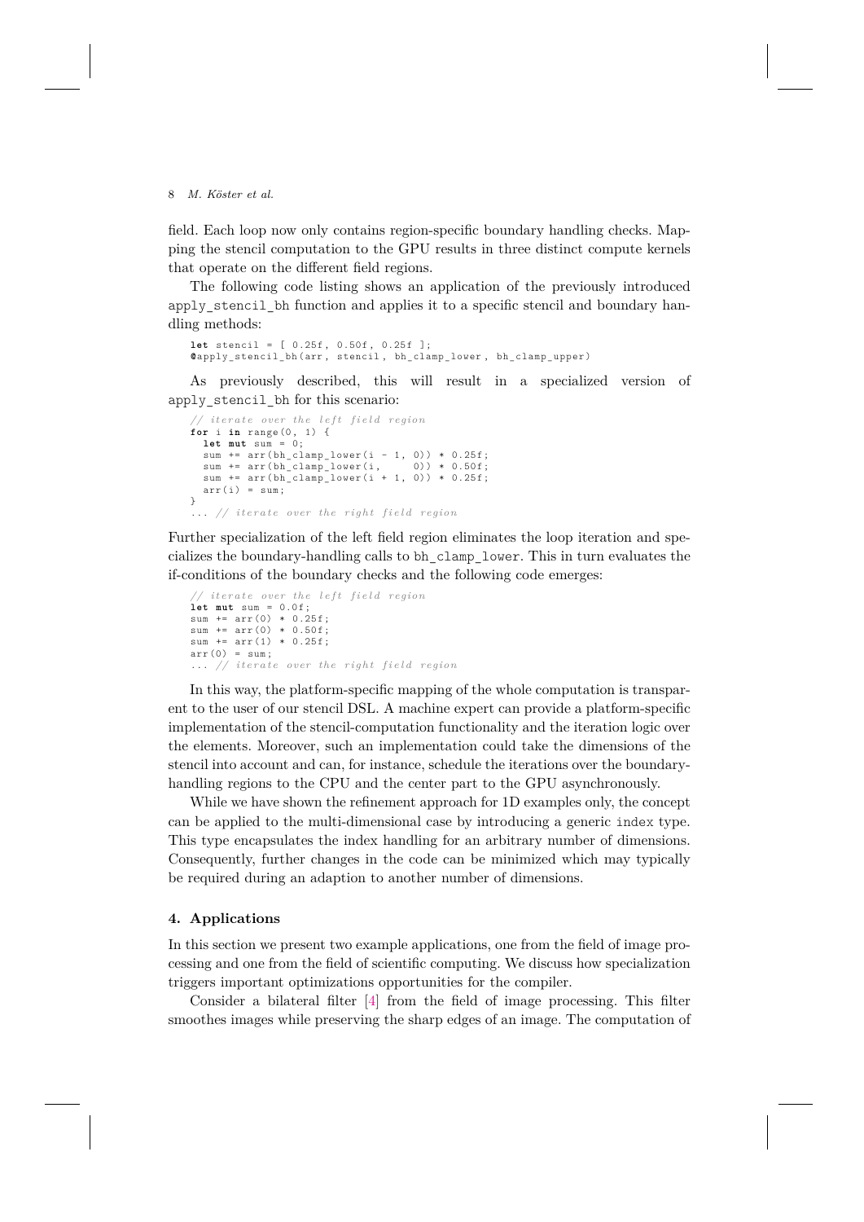field. Each loop now only contains region-specific boundary handling checks. Mapping the stencil computation to the GPU results in three distinct compute kernels that operate on the different field regions.

The following code listing shows an application of the previously introduced `apply_stencil_bh` function and applies it to a specific stencil and boundary handling methods:

```
let stencil = [ 0.25f, 0.50f, 0.25f ];
@apply_stencil_bh(arr, stencil, bh_clamp_lower, bh_clamp_upper)
```

As previously described, this will result in a specialized version of `apply_stencil_bh` for this scenario:

```
// iterate over the left field region
for i in range(0, 1) {
  let mut sum = 0;
  sum += arr(bh_clamp_lower(i - 1, 0)) * 0.25f;
  sum += arr(bh_clamp_lower(i,     0)) * 0.50f;
  sum += arr(bh_clamp_lower(i + 1, 0)) * 0.25f;
  arr(i) = sum;
}
... // iterate over the right field region
```

Further specialization of the left field region eliminates the loop iteration and specializes the boundary-handling calls to `bh_clamp_lower`. This in turn evaluates the if-conditions of the boundary checks and the following code emerges:

```
// iterate over the left field region
let mut sum = 0.0f;
sum += arr(0) * 0.25f;
sum += arr(0) * 0.50f;
sum += arr(1) * 0.25f;
arr(0) = sum;
... // iterate over the right field region
```

In this way, the platform-specific mapping of the whole computation is transparent to the user of our stencil DSL. A machine expert can provide a platform-specific implementation of the stencil-computation functionality and the iteration logic over the elements. Moreover, such an implementation could take the dimensions of the stencil into account and can, for instance, schedule the iterations over the boundary-handling regions to the CPU and the center part to the GPU asynchronously.

While we have shown the refinement approach for 1D examples only, the concept can be applied to the multi-dimensional case by introducing a generic `index` type. This type encapsulates the index handling for an arbitrary number of dimensions. Consequently, further changes in the code can be minimized which may typically be required during an adaption to another number of dimensions.

## 4. Applications

In this section we present two example applications, one from the field of image processing and one from the field of scientific computing. We discuss how specialization triggers important optimizations opportunities for the compiler.

Consider a bilateral filter [4] from the field of image processing. This filter smoothes images while preserving the sharp edges of an image. The computation of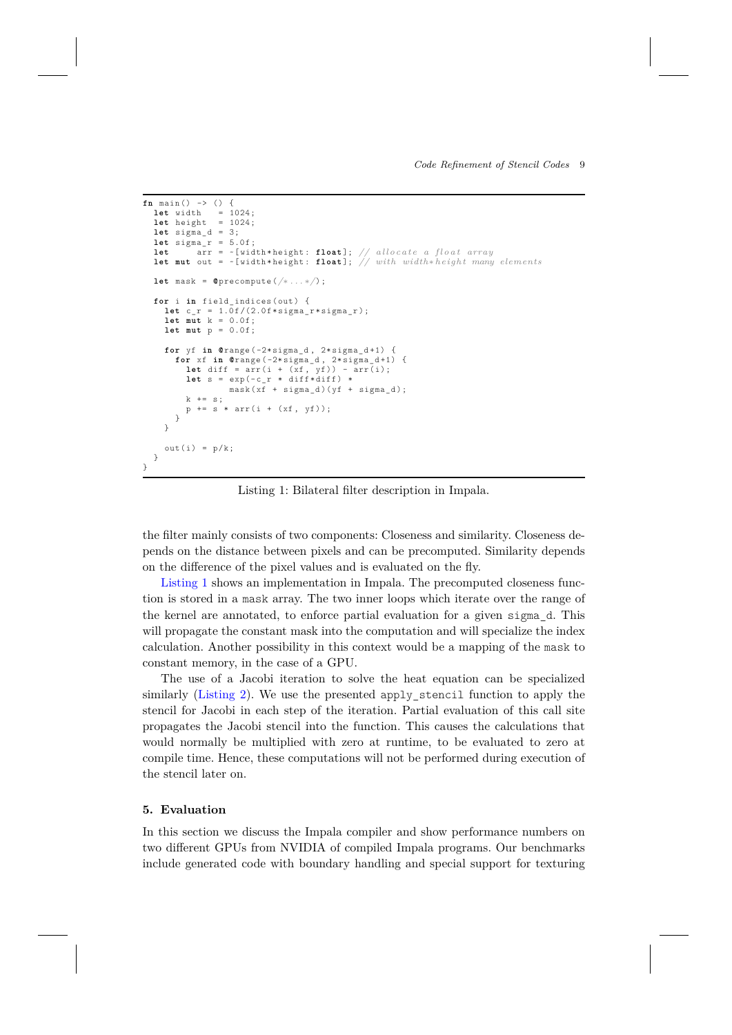```
fn main() -> () {
  let width   = 1024;
  let height  = 1024;
  let sigma_d = 3;
  let sigma_r = 5.0f;
  let     arr = ~[width*height: float]; // allocate a float array
  let mut out = ~[width*height: float]; // with width*height many elements

  let mask = @precompute(/*...*/);

  for i in field_indices(out) {
    let c_r = 1.0f/(2.0f*sigma_r*sigma_r);
    let mut k = 0.0f;
    let mut p = 0.0f;

    for yf in @range(-2*sigma_d, 2*sigma_d+1) {
      for xf in @range(-2*sigma_d, 2*sigma_d+1) {
        let diff = arr(i + (xf, yf)) - arr(i);
        let s = exp(-c_r * diff*diff) *
                mask(xf + sigma_d)(yf + sigma_d);
        k += s;
        p += s * arr(i + (xf, yf));
      }
    }

    out(i) = p/k;
  }
}
```

Listing 1: Bilateral filter description in Impala.

the filter mainly consists of two components: Closeness and similarity. Closeness depends on the distance between pixels and can be precomputed. Similarity depends on the difference of the pixel values and is evaluated on the fly.

Listing 1 shows an implementation in Impala. The precomputed closeness function is stored in a `mask` array. The two inner loops which iterate over the range of the kernel are annotated, to enforce partial evaluation for a given `sigma_d`. This will propagate the constant mask into the computation and will specialize the index calculation. Another possibility in this context would be a mapping of the `mask` to constant memory, in the case of a GPU.

The use of a Jacobi iteration to solve the heat equation can be specialized similarly (Listing 2). We use the presented `apply_stencil` function to apply the stencil for Jacobi in each step of the iteration. Partial evaluation of this call site propagates the Jacobi stencil into the function. This causes the calculations that would normally be multiplied with zero at runtime, to be evaluated to zero at compile time. Hence, these computations will not be performed during execution of the stencil later on.

## 5. Evaluation

In this section we discuss the Impala compiler and show performance numbers on two different GPUs from NVIDIA of compiled Impala programs. Our benchmarks include generated code with boundary handling and special support for texturing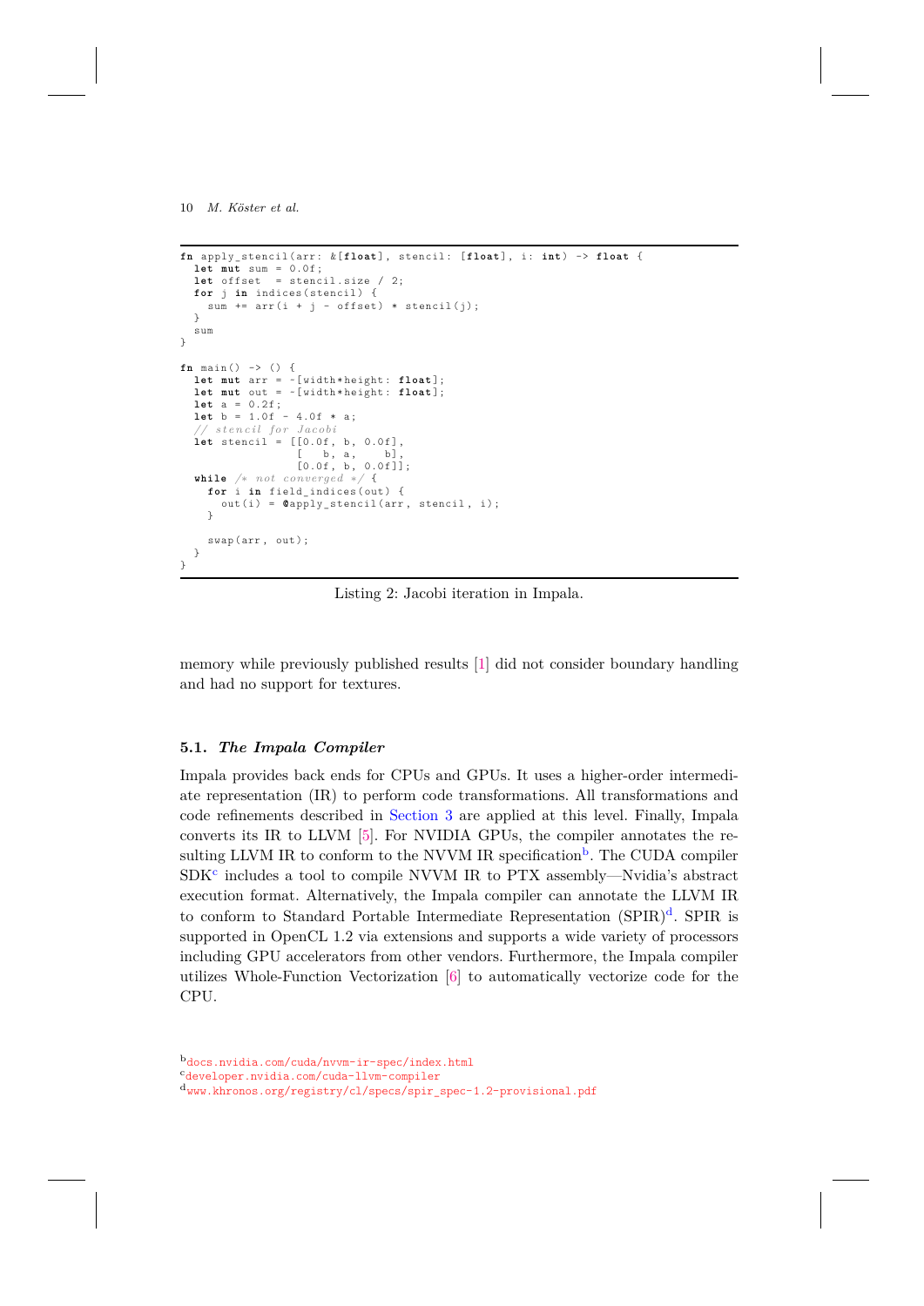```
fn apply_stencil(arr: &[float], stencil: [float], i: int) -> float {
  let mut sum = 0.0f;
  let offset  = stencil.size / 2;
  for j in indices(stencil) {
    sum += arr(i + j - offset) * stencil(j);
  }
  sum
}

fn main() -> () {
  let mut arr = ~[width*height: float];
  let mut out = ~[width*height: float];
  let a = 0.2f;
  let b = 1.0f - 4.0f * a;
  // stencil for Jacobi
  let stencil = [[0.0f, b, 0.0f],
                 [   b, a,    b],
                 [0.0f, b, 0.0f]];
  while /* not converged */ {
    for i in field_indices(out) {
      out(i) = @apply_stencil(arr, stencil, i);
    }

    swap(arr, out);
  }
}
```

Listing 2: Jacobi iteration in Impala.

memory while previously published results [1] did not consider boundary handling and had no support for textures.

### 5.1. *The Impala Compiler*

Impala provides back ends for CPUs and GPUs. It uses a higher-order intermediate representation (IR) to perform code transformations. All transformations and code refinements described in Section 3 are applied at this level. Finally, Impala converts its IR to LLVM [5]. For NVIDIA GPUs, the compiler annotates the resulting LLVM IR to conform to the NVVM IR specification[b]. The CUDA compiler SDK[c] includes a tool to compile NVVM IR to PTX assembly—Nvidia's abstract execution format. Alternatively, the Impala compiler can annotate the LLVM IR to conform to Standard Portable Intermediate Representation (SPIR)[d]. SPIR is supported in OpenCL 1.2 via extensions and supports a wide variety of processors including GPU accelerators from other vendors. Furthermore, the Impala compiler utilizes Whole-Function Vectorization [6] to automatically vectorize code for the CPU.

[b] docs.nvidia.com/cuda/nvvm-ir-spec/index.html
[c] developer.nvidia.com/cuda-llvm-compiler
[d] www.khronos.org/registry/cl/specs/spir_spec-1.2-provisional.pdf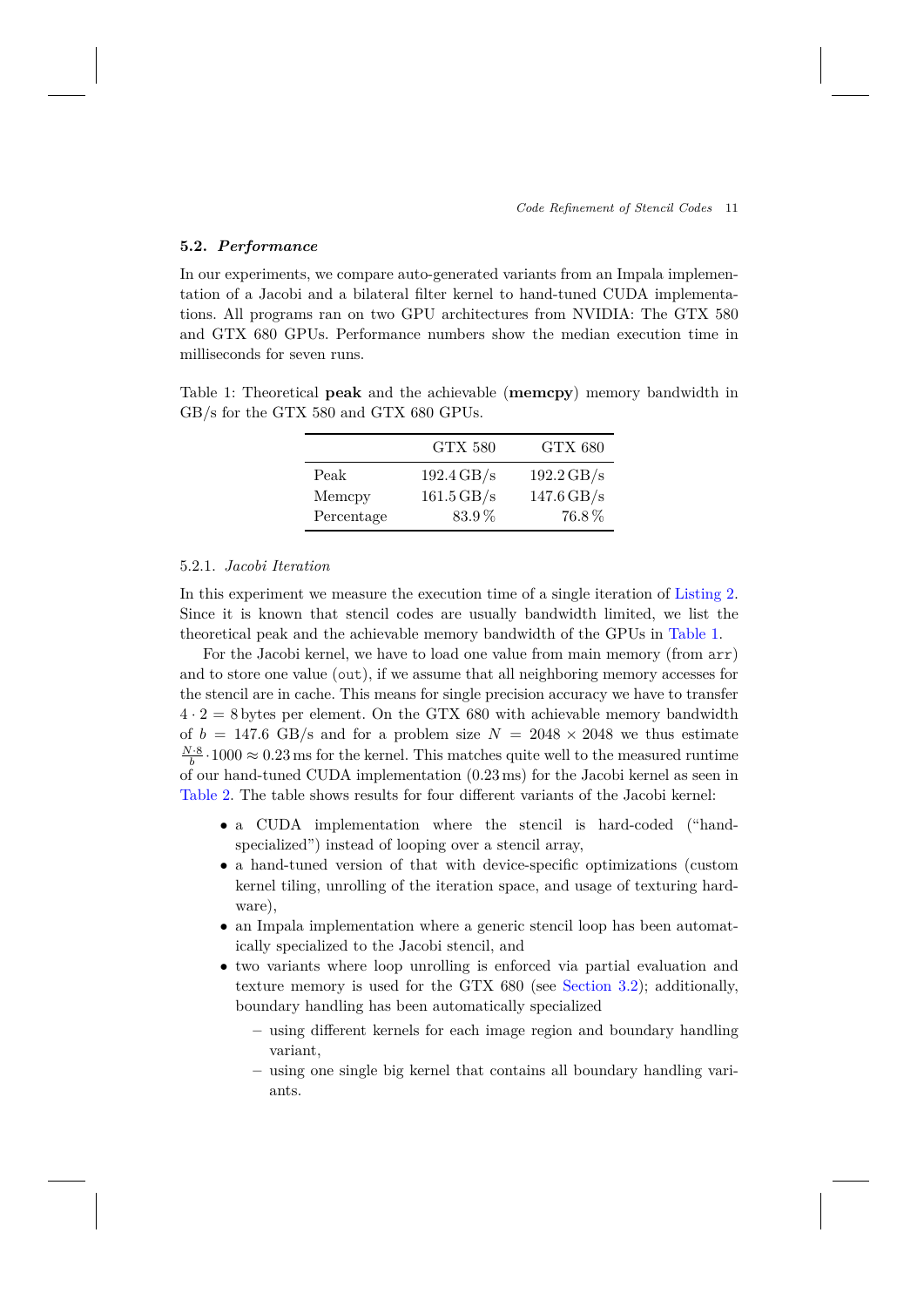### 5.2. *Performance*

In our experiments, we compare auto-generated variants from an Impala implementation of a Jacobi and a bilateral filter kernel to hand-tuned CUDA implementations. All programs ran on two GPU architectures from NVIDIA: The GTX 580 and GTX 680 GPUs. Performance numbers show the median execution time in milliseconds for seven runs.

Table 1: Theoretical **peak** and the achievable (**memcpy**) memory bandwidth in GB/s for the GTX 580 and GTX 680 GPUs.

| | GTX 580 | GTX 680 |
|---|---|---|
| Peak | 192.4 GB/s | 192.2 GB/s |
| Memcpy | 161.5 GB/s | 147.6 GB/s |
| Percentage | 83.9 % | 76.8 % |

#### 5.2.1. *Jacobi Iteration*

In this experiment we measure the execution time of a single iteration of Listing 2. Since it is known that stencil codes are usually bandwidth limited, we list the theoretical peak and the achievable memory bandwidth of the GPUs in Table 1.

For the Jacobi kernel, we have to load one value from main memory (from `arr`) and to store one value (`out`), if we assume that all neighboring memory accesses for the stencil are in cache. This means for single precision accuracy we have to transfer $4 \cdot 2 = 8$ bytes per element. On the GTX 680 with achievable memory bandwidth of $b = 147.6$ GB/s and for a problem size $N = 2048 \times 2048$ we thus estimate $\frac{N \cdot 8}{b} \cdot 1000 \approx 0.23$ ms for the kernel. This matches quite well to the measured runtime of our hand-tuned CUDA implementation (0.23 ms) for the Jacobi kernel as seen in Table 2. The table shows results for four different variants of the Jacobi kernel:

- a CUDA implementation where the stencil is hard-coded ("hand-specialized") instead of looping over a stencil array,
- a hand-tuned version of that with device-specific optimizations (custom kernel tiling, unrolling of the iteration space, and usage of texturing hardware),
- an Impala implementation where a generic stencil loop has been automatically specialized to the Jacobi stencil, and
- two variants where loop unrolling is enforced via partial evaluation and texture memory is used for the GTX 680 (see Section 3.2); additionally, boundary handling has been automatically specialized
  - using different kernels for each image region and boundary handling variant,
  - using one single big kernel that contains all boundary handling variants.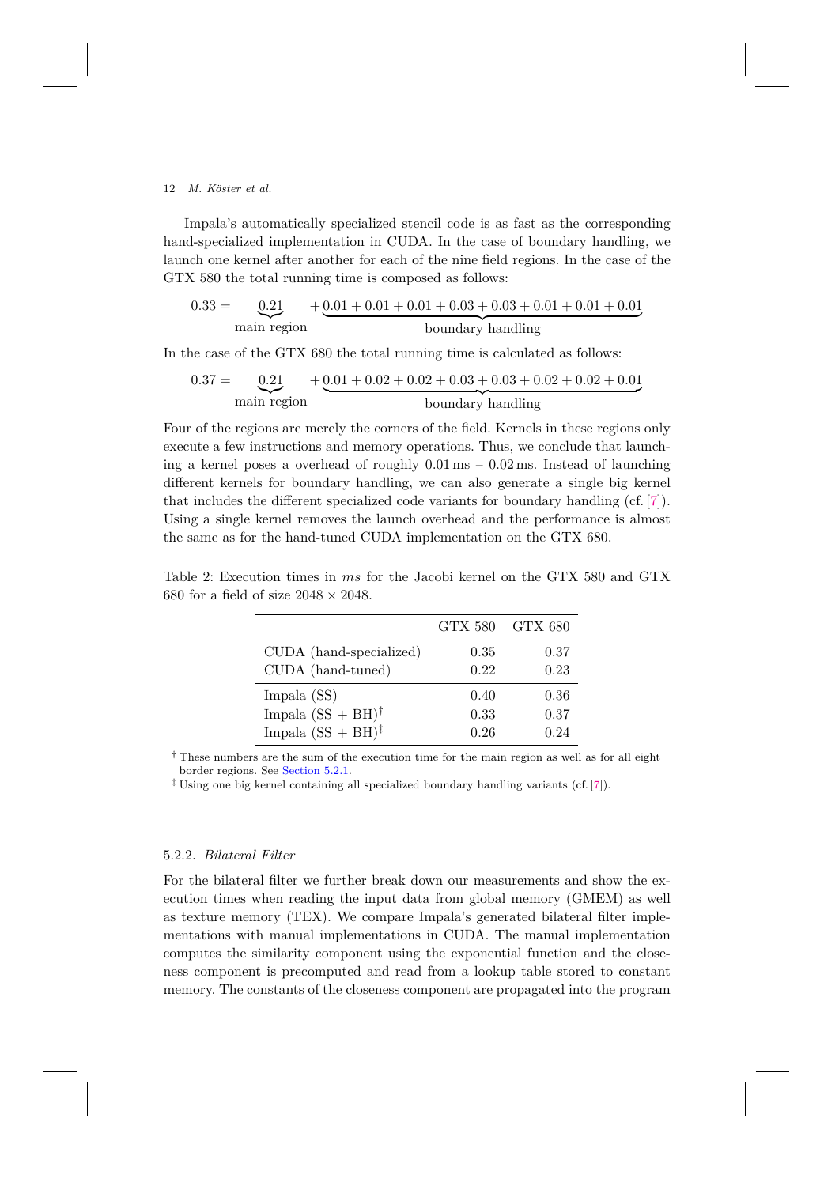Impala's automatically specialized stencil code is as fast as the corresponding hand-specialized implementation in CUDA. In the case of boundary handling, we launch one kernel after another for each of the nine field regions. In the case of the GTX 580 the total running time is composed as follows:

$$0.33 = \underbrace{0.21}_{\text{main region}} + \underbrace{0.01 + 0.01 + 0.01 + 0.03 + 0.03 + 0.01 + 0.01 + 0.01}_{\text{boundary handling}}$$

In the case of the GTX 680 the total running time is calculated as follows:

$$0.37 = \underbrace{0.21}_{\text{main region}} + \underbrace{0.01 + 0.02 + 0.02 + 0.03 + 0.03 + 0.02 + 0.02 + 0.01}_{\text{boundary handling}}$$

Four of the regions are merely the corners of the field. Kernels in these regions only execute a few instructions and memory operations. Thus, we conclude that launching a kernel poses a overhead of roughly 0.01 ms – 0.02 ms. Instead of launching different kernels for boundary handling, we can also generate a single big kernel that includes the different specialized code variants for boundary handling (cf. [7]). Using a single kernel removes the launch overhead and the performance is almost the same as for the hand-tuned CUDA implementation on the GTX 680.

Table 2: Execution times in *ms* for the Jacobi kernel on the GTX 580 and GTX 680 for a field of size $2048 \times 2048$.

| | GTX 580 | GTX 680 |
|---|---|---|
| CUDA (hand-specialized) | 0.35 | 0.37 |
| CUDA (hand-tuned) | 0.22 | 0.23 |
| Impala (SS) | 0.40 | 0.36 |
| Impala (SS + BH)† | 0.33 | 0.37 |
| Impala (SS + BH)‡ | 0.26 | 0.24 |

† These numbers are the sum of the execution time for the main region as well as for all eight border regions. See Section 5.2.1.

‡ Using one big kernel containing all specialized boundary handling variants (cf. [7]).

### 5.2.2. *Bilateral Filter*

For the bilateral filter we further break down our measurements and show the execution times when reading the input data from global memory (GMEM) as well as texture memory (TEX). We compare Impala's generated bilateral filter implementations with manual implementations in CUDA. The manual implementation computes the similarity component using the exponential function and the closeness component is precomputed and read from a lookup table stored to constant memory. The constants of the closeness component are propagated into the program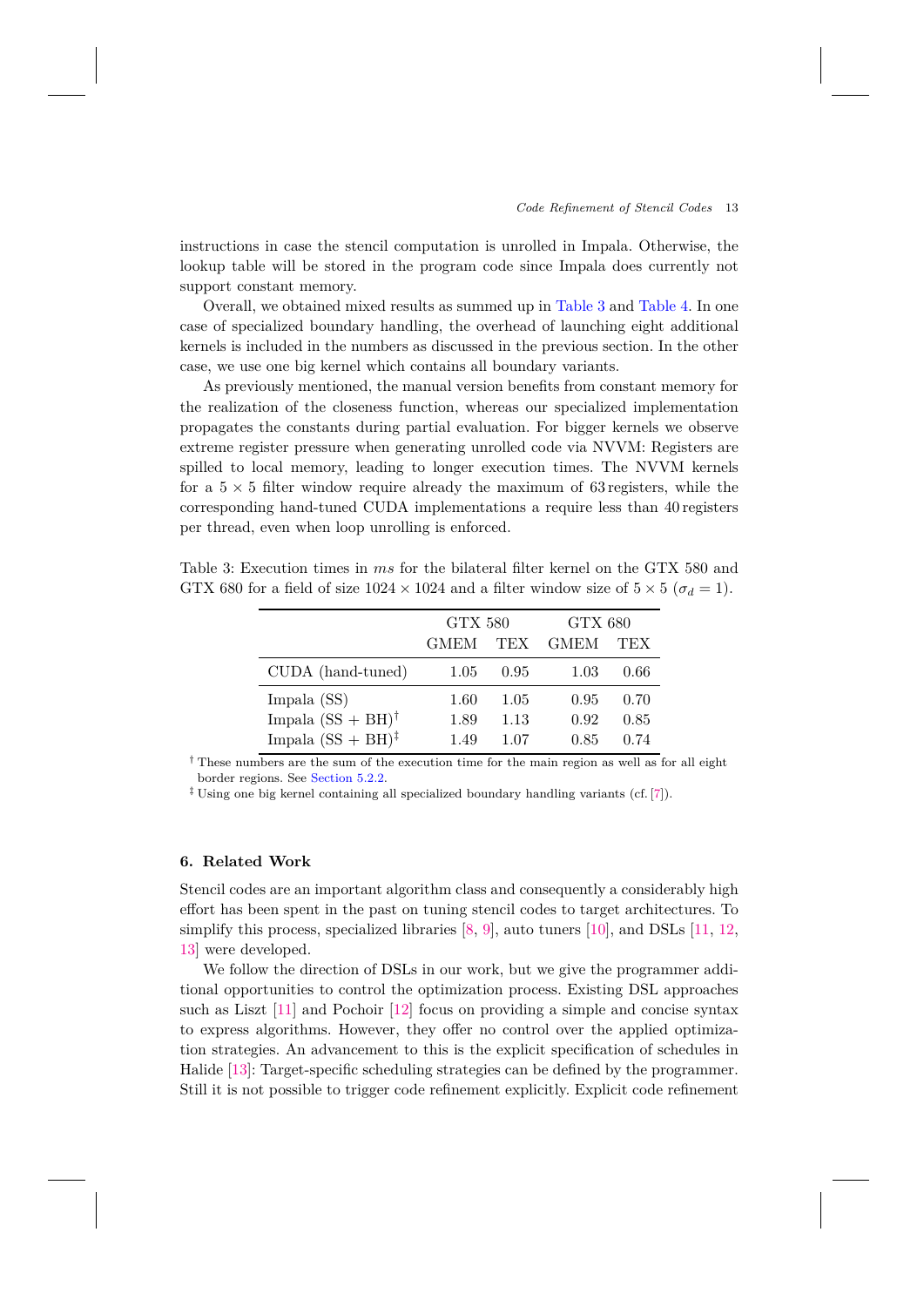instructions in case the stencil computation is unrolled in Impala. Otherwise, the lookup table will be stored in the program code since Impala does currently not support constant memory.

Overall, we obtained mixed results as summed up in Table 3 and Table 4. In one case of specialized boundary handling, the overhead of launching eight additional kernels is included in the numbers as discussed in the previous section. In the other case, we use one big kernel which contains all boundary variants.

As previously mentioned, the manual version benefits from constant memory for the realization of the closeness function, whereas our specialized implementation propagates the constants during partial evaluation. For bigger kernels we observe extreme register pressure when generating unrolled code via NVVM: Registers are spilled to local memory, leading to longer execution times. The NVVM kernels for a $5 \times 5$ filter window require already the maximum of 63 registers, while the corresponding hand-tuned CUDA implementations a require less than 40 registers per thread, even when loop unrolling is enforced.

Table 3: Execution times in *ms* for the bilateral filter kernel on the GTX 580 and GTX 680 for a field of size $1024 \times 1024$ and a filter window size of $5 \times 5$ ($\sigma_d = 1$).

| | GTX 580 | | GTX 680 | |
|---|---|---|---|---|
| | GMEM | TEX | GMEM | TEX |
| CUDA (hand-tuned) | 1.05 | 0.95 | 1.03 | 0.66 |
| Impala (SS) | 1.60 | 1.05 | 0.95 | 0.70 |
| Impala (SS + BH)$^\dagger$ | 1.89 | 1.13 | 0.92 | 0.85 |
| Impala (SS + BH)$^\ddagger$ | 1.49 | 1.07 | 0.85 | 0.74 |

$^\dagger$ These numbers are the sum of the execution time for the main region as well as for all eight border regions. See Section 5.2.2.

$^\ddagger$ Using one big kernel containing all specialized boundary handling variants (cf. [7]).

## 6. Related Work

Stencil codes are an important algorithm class and consequently a considerably high effort has been spent in the past on tuning stencil codes to target architectures. To simplify this process, specialized libraries [8, 9], auto tuners [10], and DSLs [11, 12, 13] were developed.

We follow the direction of DSLs in our work, but we give the programmer additional opportunities to control the optimization process. Existing DSL approaches such as Liszt [11] and Pochoir [12] focus on providing a simple and concise syntax to express algorithms. However, they offer no control over the applied optimization strategies. An advancement to this is the explicit specification of schedules in Halide [13]: Target-specific scheduling strategies can be defined by the programmer. Still it is not possible to trigger code refinement explicitly. Explicit code refinement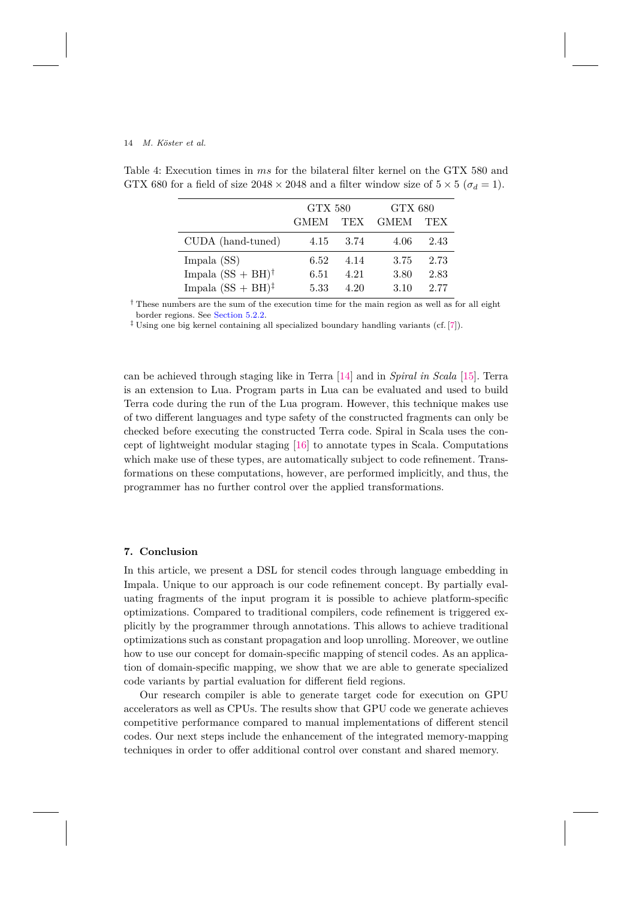Table 4: Execution times in $ms$ for the bilateral filter kernel on the GTX 580 and GTX 680 for a field of size $2048 \times 2048$ and a filter window size of $5 \times 5$ ($\sigma_d = 1$).

| | GTX 580 | | GTX 680 | |
|---|---|---|---|---|
| | GMEM | TEX | GMEM | TEX |
| CUDA (hand-tuned) | 4.15 | 3.74 | 4.06 | 2.43 |
| Impala (SS) | 6.52 | 4.14 | 3.75 | 2.73 |
| Impala (SS + BH)† | 6.51 | 4.21 | 3.80 | 2.83 |
| Impala (SS + BH)‡ | 5.33 | 4.20 | 3.10 | 2.77 |

† These numbers are the sum of the execution time for the main region as well as for all eight border regions. See Section 5.2.2.

‡ Using one big kernel containing all specialized boundary handling variants (cf. [7]).

can be achieved through staging like in Terra [14] and in *Spiral in Scala* [15]. Terra is an extension to Lua. Program parts in Lua can be evaluated and used to build Terra code during the run of the Lua program. However, this technique makes use of two different languages and type safety of the constructed fragments can only be checked before executing the constructed Terra code. Spiral in Scala uses the concept of lightweight modular staging [16] to annotate types in Scala. Computations which make use of these types, are automatically subject to code refinement. Transformations on these computations, however, are performed implicitly, and thus, the programmer has no further control over the applied transformations.

## 7. Conclusion

In this article, we present a DSL for stencil codes through language embedding in Impala. Unique to our approach is our code refinement concept. By partially evaluating fragments of the input program it is possible to achieve platform-specific optimizations. Compared to traditional compilers, code refinement is triggered explicitly by the programmer through annotations. This allows to achieve traditional optimizations such as constant propagation and loop unrolling. Moreover, we outline how to use our concept for domain-specific mapping of stencil codes. As an application of domain-specific mapping, we show that we are able to generate specialized code variants by partial evaluation for different field regions.

Our research compiler is able to generate target code for execution on GPU accelerators as well as CPUs. The results show that GPU code we generate achieves competitive performance compared to manual implementations of different stencil codes. Our next steps include the enhancement of the integrated memory-mapping techniques in order to offer additional control over constant and shared memory.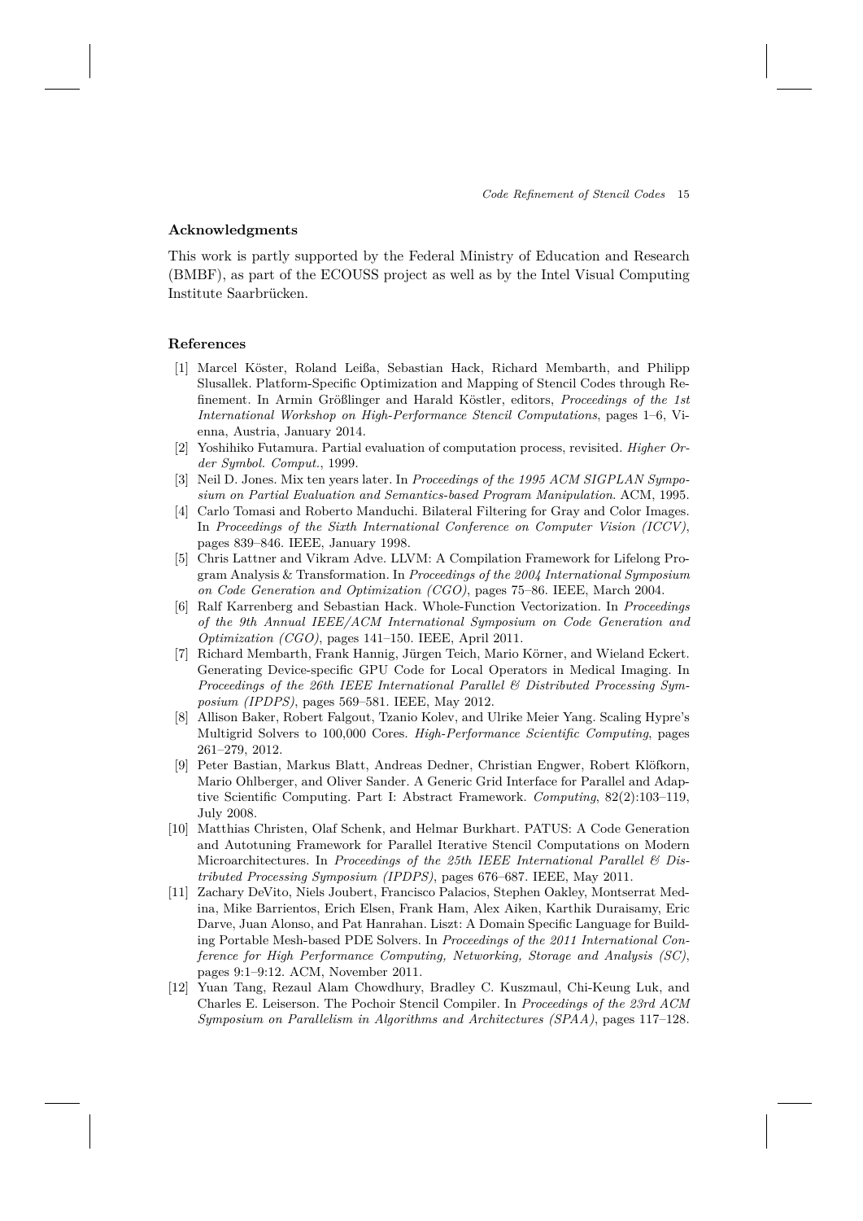## Acknowledgments

This work is partly supported by the Federal Ministry of Education and Research (BMBF), as part of the ECOUSS project as well as by the Intel Visual Computing Institute Saarbrücken.

## References

[1] Marcel Köster, Roland Leißa, Sebastian Hack, Richard Membarth, and Philipp Slusallek. Platform-Specific Optimization and Mapping of Stencil Codes through Refinement. In Armin Größlinger and Harald Köstler, editors, *Proceedings of the 1st International Workshop on High-Performance Stencil Computations*, pages 1–6, Vienna, Austria, January 2014.

[2] Yoshihiko Futamura. Partial evaluation of computation process, revisited. *Higher Order Symbol. Comput.*, 1999.

[3] Neil D. Jones. Mix ten years later. In *Proceedings of the 1995 ACM SIGPLAN Symposium on Partial Evaluation and Semantics-based Program Manipulation*. ACM, 1995.

[4] Carlo Tomasi and Roberto Manduchi. Bilateral Filtering for Gray and Color Images. In *Proceedings of the Sixth International Conference on Computer Vision (ICCV)*, pages 839–846. IEEE, January 1998.

[5] Chris Lattner and Vikram Adve. LLVM: A Compilation Framework for Lifelong Program Analysis & Transformation. In *Proceedings of the 2004 International Symposium on Code Generation and Optimization (CGO)*, pages 75–86. IEEE, March 2004.

[6] Ralf Karrenberg and Sebastian Hack. Whole-Function Vectorization. In *Proceedings of the 9th Annual IEEE/ACM International Symposium on Code Generation and Optimization (CGO)*, pages 141–150. IEEE, April 2011.

[7] Richard Membarth, Frank Hannig, Jürgen Teich, Mario Körner, and Wieland Eckert. Generating Device-specific GPU Code for Local Operators in Medical Imaging. In *Proceedings of the 26th IEEE International Parallel & Distributed Processing Symposium (IPDPS)*, pages 569–581. IEEE, May 2012.

[8] Allison Baker, Robert Falgout, Tzanio Kolev, and Ulrike Meier Yang. Scaling Hypre's Multigrid Solvers to 100,000 Cores. *High-Performance Scientific Computing*, pages 261–279, 2012.

[9] Peter Bastian, Markus Blatt, Andreas Dedner, Christian Engwer, Robert Klöfkorn, Mario Ohlberger, and Oliver Sander. A Generic Grid Interface for Parallel and Adaptive Scientific Computing. Part I: Abstract Framework. *Computing*, 82(2):103–119, July 2008.

[10] Matthias Christen, Olaf Schenk, and Helmar Burkhart. PATUS: A Code Generation and Autotuning Framework for Parallel Iterative Stencil Computations on Modern Microarchitectures. In *Proceedings of the 25th IEEE International Parallel & Distributed Processing Symposium (IPDPS)*, pages 676–687. IEEE, May 2011.

[11] Zachary DeVito, Niels Joubert, Francisco Palacios, Stephen Oakley, Montserrat Medina, Mike Barrientos, Erich Elsen, Frank Ham, Alex Aiken, Karthik Duraisamy, Eric Darve, Juan Alonso, and Pat Hanrahan. Liszt: A Domain Specific Language for Building Portable Mesh-based PDE Solvers. In *Proceedings of the 2011 International Conference for High Performance Computing, Networking, Storage and Analysis (SC)*, pages 9:1–9:12. ACM, November 2011.

[12] Yuan Tang, Rezaul Alam Chowdhury, Bradley C. Kuszmaul, Chi-Keung Luk, and Charles E. Leiserson. The Pochoir Stencil Compiler. In *Proceedings of the 23rd ACM Symposium on Parallelism in Algorithms and Architectures (SPAA)*, pages 117–128.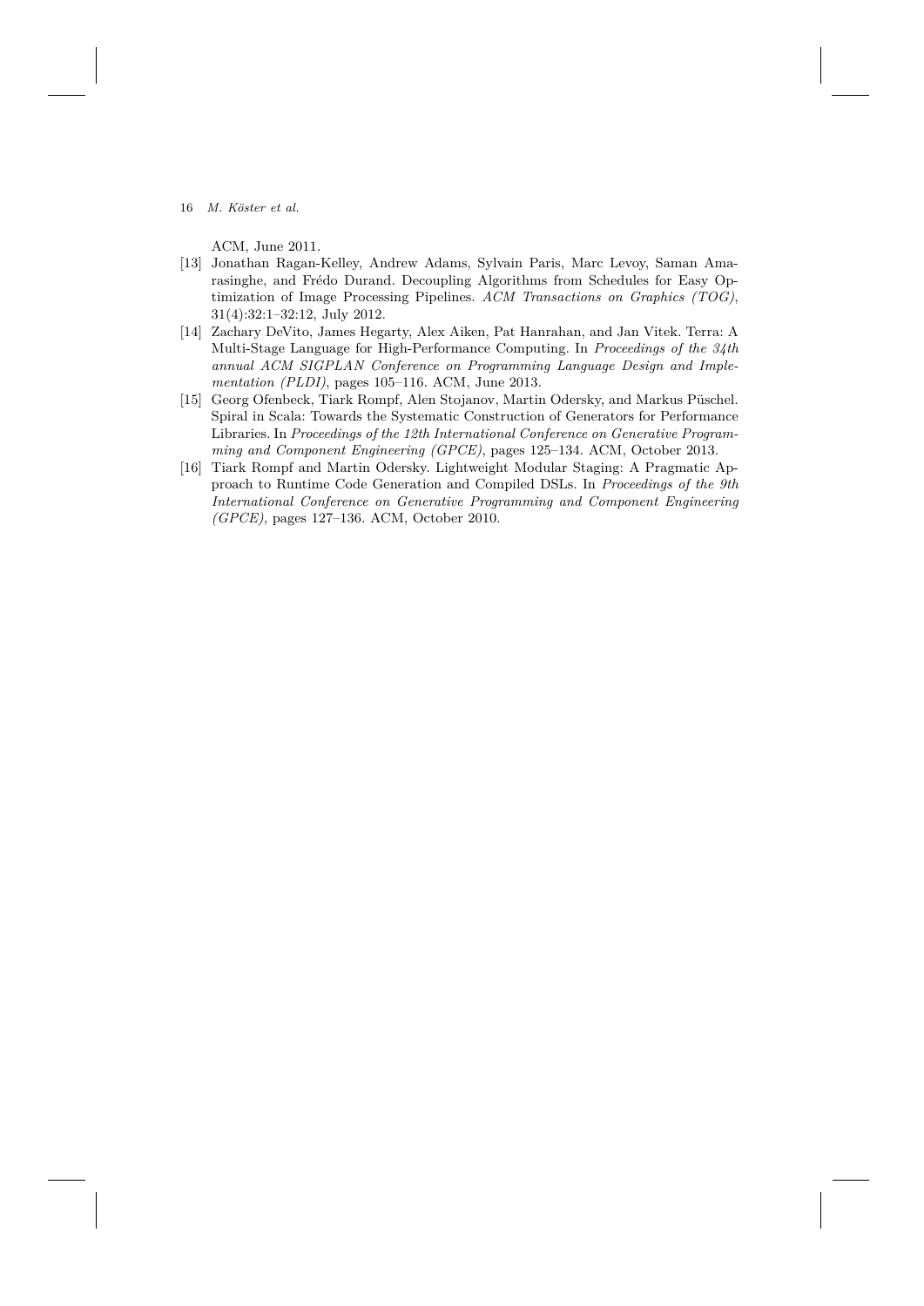ACM, June 2011.

[13] Jonathan Ragan-Kelley, Andrew Adams, Sylvain Paris, Marc Levoy, Saman Amarasinghe, and Frédo Durand. Decoupling Algorithms from Schedules for Easy Optimization of Image Processing Pipelines. *ACM Transactions on Graphics (TOG)*, 31(4):32:1–32:12, July 2012.

[14] Zachary DeVito, James Hegarty, Alex Aiken, Pat Hanrahan, and Jan Vitek. Terra: A Multi-Stage Language for High-Performance Computing. In *Proceedings of the 34th annual ACM SIGPLAN Conference on Programming Language Design and Implementation (PLDI)*, pages 105–116. ACM, June 2013.

[15] Georg Ofenbeck, Tiark Rompf, Alen Stojanov, Martin Odersky, and Markus Püschel. Spiral in Scala: Towards the Systematic Construction of Generators for Performance Libraries. In *Proceedings of the 12th International Conference on Generative Programming and Component Engineering (GPCE)*, pages 125–134. ACM, October 2013.

[16] Tiark Rompf and Martin Odersky. Lightweight Modular Staging: A Pragmatic Approach to Runtime Code Generation and Compiled DSLs. In *Proceedings of the 9th International Conference on Generative Programming and Component Engineering (GPCE)*, pages 127–136. ACM, October 2010.